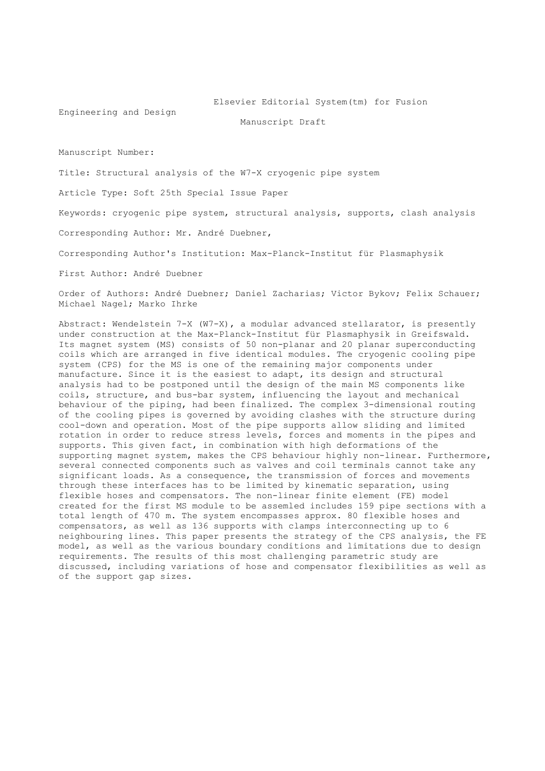Elsevier Editorial System(tm) for Fusion Engineering and Design

Manuscript Draft

Manuscript Number:

Title: Structural analysis of the W7-X cryogenic pipe system

Article Type: Soft 25th Special Issue Paper

Keywords: cryogenic pipe system, structural analysis, supports, clash analysis

Corresponding Author: Mr. André Duebner,

Corresponding Author's Institution: Max-Planck-Institut für Plasmaphysik

First Author: André Duebner

Order of Authors: André Duebner; Daniel Zacharias; Victor Bykov; Felix Schauer; Michael Nagel; Marko Ihrke

Abstract: Wendelstein 7-X (W7-X), a modular advanced stellarator, is presently under construction at the Max-Planck-Institut für Plasmaphysik in Greifswald. Its magnet system (MS) consists of 50 non-planar and 20 planar superconducting coils which are arranged in five identical modules. The cryogenic cooling pipe system (CPS) for the MS is one of the remaining major components under manufacture. Since it is the easiest to adapt, its design and structural analysis had to be postponed until the design of the main MS components like coils, structure, and bus-bar system, influencing the layout and mechanical behaviour of the piping, had been finalized. The complex 3-dimensional routing of the cooling pipes is governed by avoiding clashes with the structure during cool-down and operation. Most of the pipe supports allow sliding and limited rotation in order to reduce stress levels, forces and moments in the pipes and supports. This given fact, in combination with high deformations of the supporting magnet system, makes the CPS behaviour highly non-linear. Furthermore, several connected components such as valves and coil terminals cannot take any significant loads. As a consequence, the transmission of forces and movements through these interfaces has to be limited by kinematic separation, using flexible hoses and compensators. The non-linear finite element (FE) model created for the first MS module to be assemled includes 159 pipe sections with a total length of 470 m. The system encompasses approx. 80 flexible hoses and compensators, as well as 136 supports with clamps interconnecting up to 6 neighbouring lines. This paper presents the strategy of the CPS analysis, the FE model, as well as the various boundary conditions and limitations due to design requirements. The results of this most challenging parametric study are discussed, including variations of hose and compensator flexibilities as well as of the support gap sizes.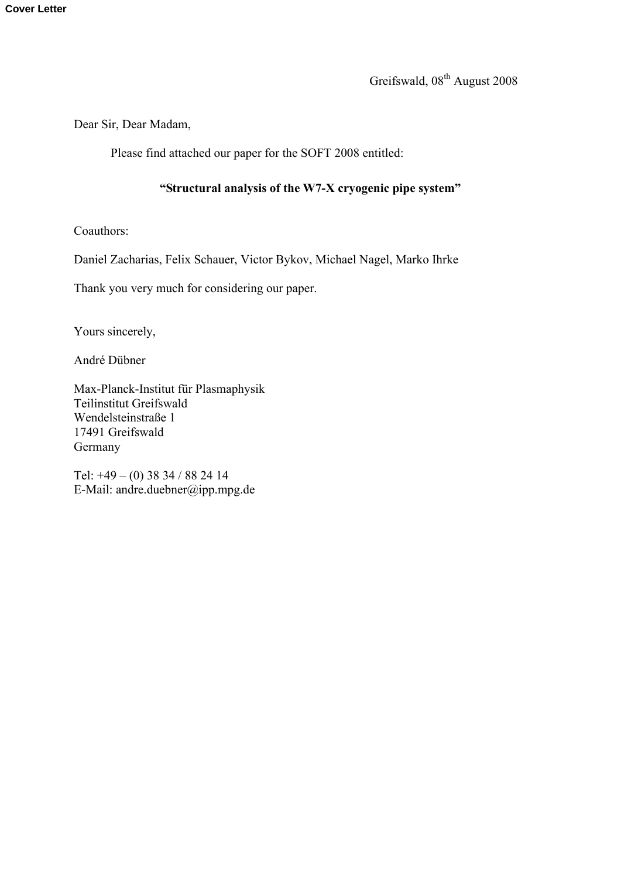Cover Letter

Greifswald, 08th August 2008

Dear Sir, Dear Madam,

Please find attached our paper for the SOFT 2008 entitled:

**"Structural analysis of the W7-X cryogenic pipe system"**

Coauthors:

Daniel Zacharias, Felix Schauer, Victor Bykov, Michael Nagel, Marko Ihrke

Thank you very much for considering our paper.

Yours sincerely,

André Dübner

Max-Planck-Institut für Plasmaphysik  
Teilinstitut Greifswald  
Wendelsteinstraße 1  
17491 Greifswald  
Germany

Tel: +49 – (0) 38 34 / 88 24 14  
E-Mail: andre.duebner@ipp.mpg.de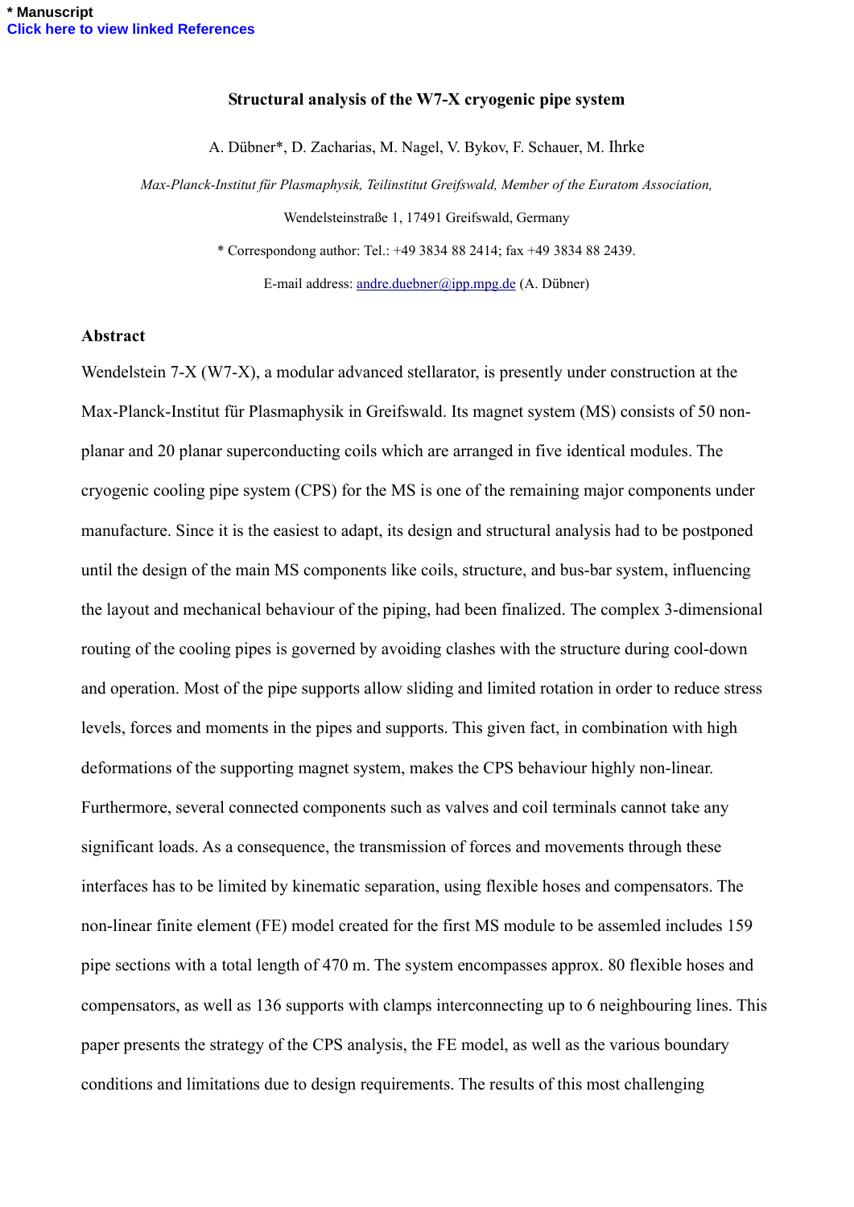* Manuscript
Click here to view linked References

# Structural analysis of the W7-X cryogenic pipe system

A. Dübner*, D. Zacharias, M. Nagel, V. Bykov, F. Schauer, M. Ihrke

*Max-Planck-Institut für Plasmaphysik, Teilinstitut Greifswald, Member of the Euratom Association,*

Wendelsteinstraße 1, 17491 Greifswald, Germany

* Correspondong author: Tel.: +49 3834 88 2414; fax +49 3834 88 2439.

E-mail address: andre.duebner@ipp.mpg.de (A. Dübner)

## Abstract

Wendelstein 7-X (W7-X), a modular advanced stellarator, is presently under construction at the Max-Planck-Institut für Plasmaphysik in Greifswald. Its magnet system (MS) consists of 50 non-planar and 20 planar superconducting coils which are arranged in five identical modules. The cryogenic cooling pipe system (CPS) for the MS is one of the remaining major components under manufacture. Since it is the easiest to adapt, its design and structural analysis had to be postponed until the design of the main MS components like coils, structure, and bus-bar system, influencing the layout and mechanical behaviour of the piping, had been finalized. The complex 3-dimensional routing of the cooling pipes is governed by avoiding clashes with the structure during cool-down and operation. Most of the pipe supports allow sliding and limited rotation in order to reduce stress levels, forces and moments in the pipes and supports. This given fact, in combination with high deformations of the supporting magnet system, makes the CPS behaviour highly non-linear. Furthermore, several connected components such as valves and coil terminals cannot take any significant loads. As a consequence, the transmission of forces and movements through these interfaces has to be limited by kinematic separation, using flexible hoses and compensators. The non-linear finite element (FE) model created for the first MS module to be assemled includes 159 pipe sections with a total length of 470 m. The system encompasses approx. 80 flexible hoses and compensators, as well as 136 supports with clamps interconnecting up to 6 neighbouring lines. This paper presents the strategy of the CPS analysis, the FE model, as well as the various boundary conditions and limitations due to design requirements. The results of this most challenging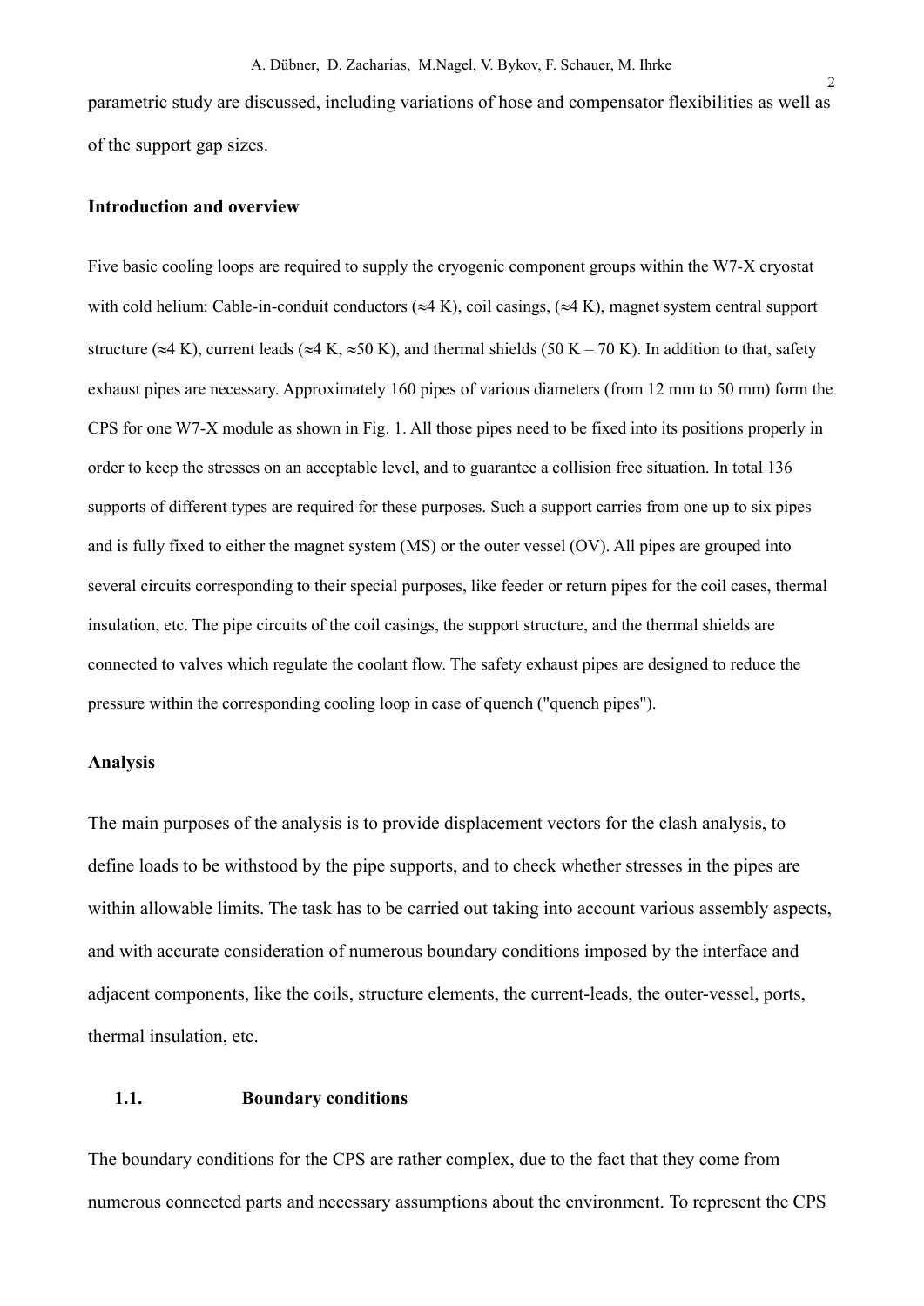parametric study are discussed, including variations of hose and compensator flexibilities as well as of the support gap sizes.

**Introduction and overview**

Five basic cooling loops are required to supply the cryogenic component groups within the W7-X cryostat with cold helium: Cable-in-conduit conductors (≈4 K), coil casings, (≈4 K), magnet system central support structure (≈4 K), current leads (≈4 K, ≈50 K), and thermal shields (50 K – 70 K). In addition to that, safety exhaust pipes are necessary. Approximately 160 pipes of various diameters (from 12 mm to 50 mm) form the CPS for one W7-X module as shown in Fig. 1. All those pipes need to be fixed into its positions properly in order to keep the stresses on an acceptable level, and to guarantee a collision free situation. In total 136 supports of different types are required for these purposes. Such a support carries from one up to six pipes and is fully fixed to either the magnet system (MS) or the outer vessel (OV). All pipes are grouped into several circuits corresponding to their special purposes, like feeder or return pipes for the coil cases, thermal insulation, etc. The pipe circuits of the coil casings, the support structure, and the thermal shields are connected to valves which regulate the coolant flow. The safety exhaust pipes are designed to reduce the pressure within the corresponding cooling loop in case of quench ("quench pipes").

**Analysis**

The main purposes of the analysis is to provide displacement vectors for the clash analysis, to define loads to be withstood by the pipe supports, and to check whether stresses in the pipes are within allowable limits. The task has to be carried out taking into account various assembly aspects, and with accurate consideration of numerous boundary conditions imposed by the interface and adjacent components, like the coils, structure elements, the current-leads, the outer-vessel, ports, thermal insulation, etc.

**1.1. Boundary conditions**

The boundary conditions for the CPS are rather complex, due to the fact that they come from numerous connected parts and necessary assumptions about the environment. To represent the CPS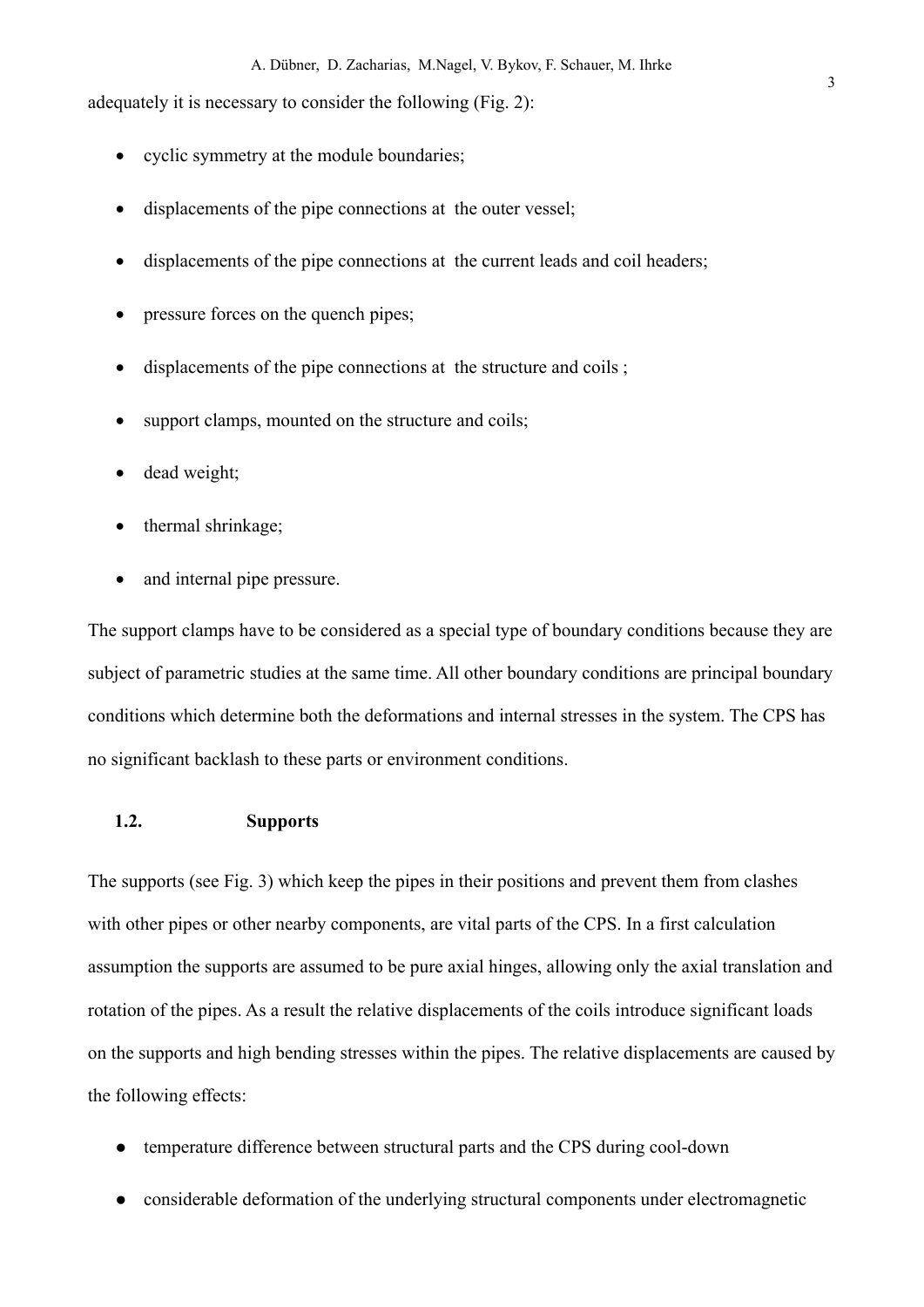adequately it is necessary to consider the following (Fig. 2):

- cyclic symmetry at the module boundaries;
- displacements of the pipe connections at the outer vessel;
- displacements of the pipe connections at the current leads and coil headers;
- pressure forces on the quench pipes;
- displacements of the pipe connections at the structure and coils ;
- support clamps, mounted on the structure and coils;
- dead weight;
- thermal shrinkage;
- and internal pipe pressure.

The support clamps have to be considered as a special type of boundary conditions because they are subject of parametric studies at the same time. All other boundary conditions are principal boundary conditions which determine both the deformations and internal stresses in the system. The CPS has no significant backlash to these parts or environment conditions.

### 1.2. Supports

The supports (see Fig. 3) which keep the pipes in their positions and prevent them from clashes with other pipes or other nearby components, are vital parts of the CPS. In a first calculation assumption the supports are assumed to be pure axial hinges, allowing only the axial translation and rotation of the pipes. As a result the relative displacements of the coils introduce significant loads on the supports and high bending stresses within the pipes. The relative displacements are caused by the following effects:

- temperature difference between structural parts and the CPS during cool-down
- considerable deformation of the underlying structural components under electromagnetic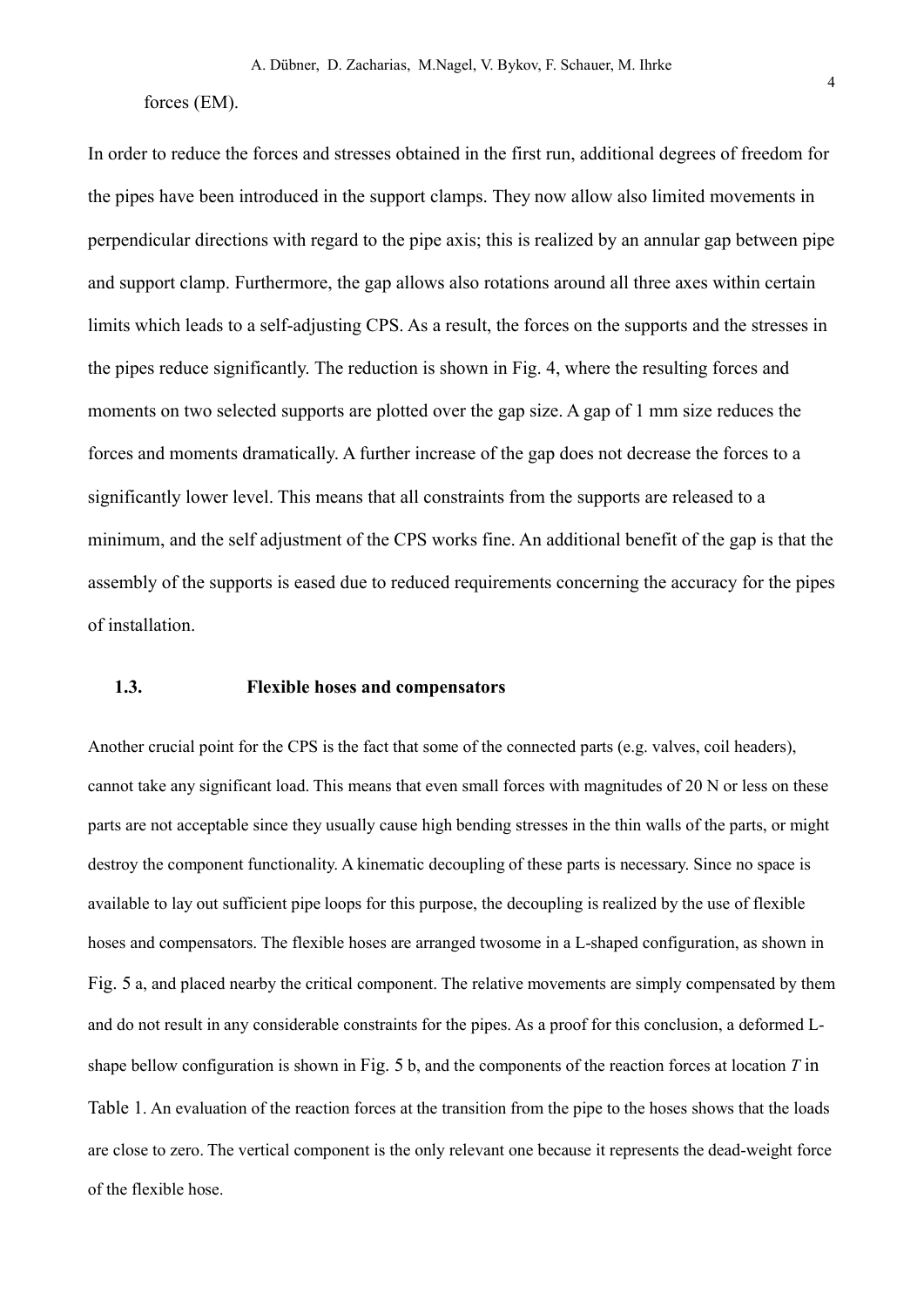forces (EM).

In order to reduce the forces and stresses obtained in the first run, additional degrees of freedom for the pipes have been introduced in the support clamps. They now allow also limited movements in perpendicular directions with regard to the pipe axis; this is realized by an annular gap between pipe and support clamp. Furthermore, the gap allows also rotations around all three axes within certain limits which leads to a self-adjusting CPS. As a result, the forces on the supports and the stresses in the pipes reduce significantly. The reduction is shown in Fig. 4, where the resulting forces and moments on two selected supports are plotted over the gap size. A gap of 1 mm size reduces the forces and moments dramatically. A further increase of the gap does not decrease the forces to a significantly lower level. This means that all constraints from the supports are released to a minimum, and the self adjustment of the CPS works fine. An additional benefit of the gap is that the assembly of the supports is eased due to reduced requirements concerning the accuracy for the pipes of installation.

### 1.3. Flexible hoses and compensators

Another crucial point for the CPS is the fact that some of the connected parts (e.g. valves, coil headers), cannot take any significant load. This means that even small forces with magnitudes of 20 N or less on these parts are not acceptable since they usually cause high bending stresses in the thin walls of the parts, or might destroy the component functionality. A kinematic decoupling of these parts is necessary. Since no space is available to lay out sufficient pipe loops for this purpose, the decoupling is realized by the use of flexible hoses and compensators. The flexible hoses are arranged twosome in a L-shaped configuration, as shown in Fig. 5 a, and placed nearby the critical component. The relative movements are simply compensated by them and do not result in any considerable constraints for the pipes. As a proof for this conclusion, a deformed L-shape bellow configuration is shown in Fig. 5 b, and the components of the reaction forces at location *T* in Table 1. An evaluation of the reaction forces at the transition from the pipe to the hoses shows that the loads are close to zero. The vertical component is the only relevant one because it represents the dead-weight force of the flexible hose.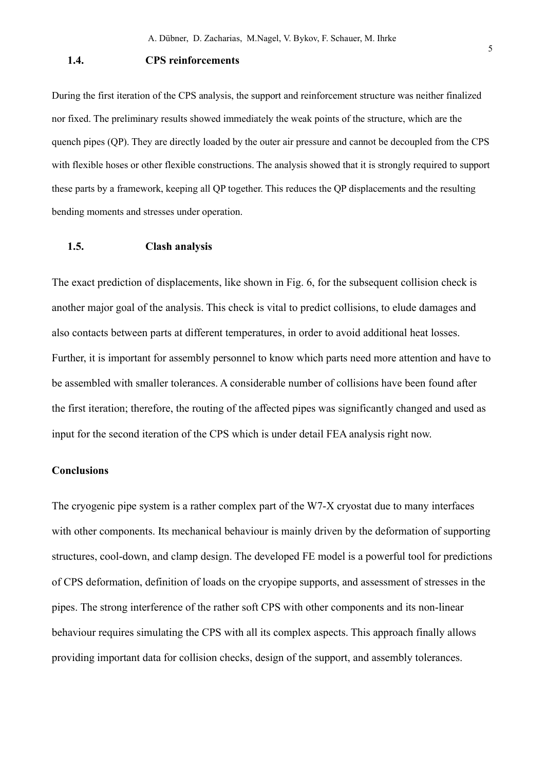### 1.4. CPS reinforcements

During the first iteration of the CPS analysis, the support and reinforcement structure was neither finalized nor fixed. The preliminary results showed immediately the weak points of the structure, which are the quench pipes (QP). They are directly loaded by the outer air pressure and cannot be decoupled from the CPS with flexible hoses or other flexible constructions. The analysis showed that it is strongly required to support these parts by a framework, keeping all QP together. This reduces the QP displacements and the resulting bending moments and stresses under operation.

### 1.5. Clash analysis

The exact prediction of displacements, like shown in Fig. 6, for the subsequent collision check is another major goal of the analysis. This check is vital to predict collisions, to elude damages and also contacts between parts at different temperatures, in order to avoid additional heat losses. Further, it is important for assembly personnel to know which parts need more attention and have to be assembled with smaller tolerances. A considerable number of collisions have been found after the first iteration; therefore, the routing of the affected pipes was significantly changed and used as input for the second iteration of the CPS which is under detail FEA analysis right now.

## Conclusions

The cryogenic pipe system is a rather complex part of the W7-X cryostat due to many interfaces with other components. Its mechanical behaviour is mainly driven by the deformation of supporting structures, cool-down, and clamp design. The developed FE model is a powerful tool for predictions of CPS deformation, definition of loads on the cryopipe supports, and assessment of stresses in the pipes. The strong interference of the rather soft CPS with other components and its non-linear behaviour requires simulating the CPS with all its complex aspects. This approach finally allows providing important data for collision checks, design of the support, and assembly tolerances.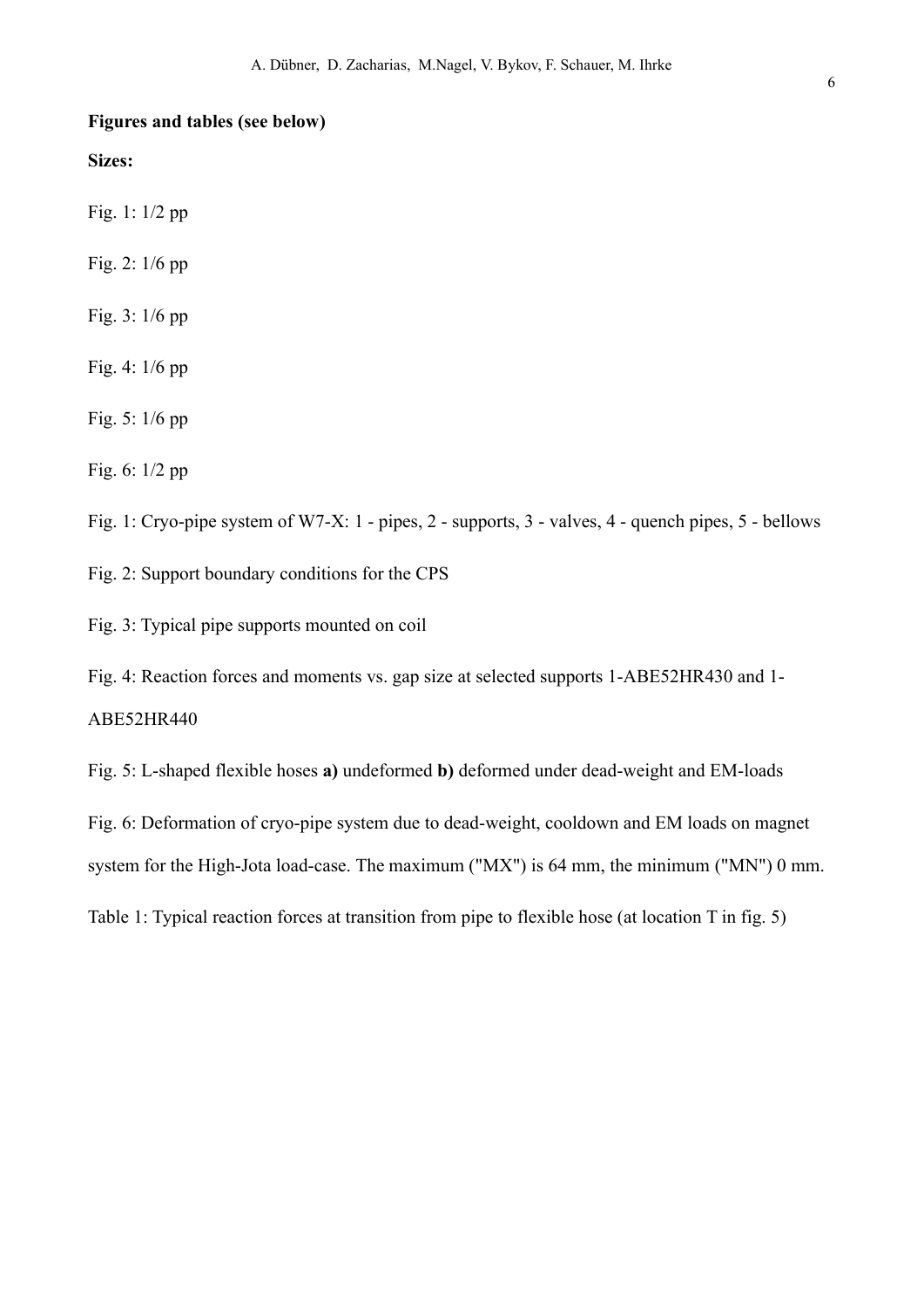**Figures and tables (see below)**

**Sizes:**

Fig. 1: 1/2 pp

Fig. 2: 1/6 pp

Fig. 3: 1/6 pp

Fig. 4: 1/6 pp

Fig. 5: 1/6 pp

Fig. 6: 1/2 pp

Fig. 1: Cryo-pipe system of W7-X: 1 - pipes, 2 - supports, 3 - valves, 4 - quench pipes, 5 - bellows

Fig. 2: Support boundary conditions for the CPS

Fig. 3: Typical pipe supports mounted on coil

Fig. 4: Reaction forces and moments vs. gap size at selected supports 1-ABE52HR430 and 1-ABE52HR440

Fig. 5: L-shaped flexible hoses **a)** undeformed **b)** deformed under dead-weight and EM-loads

Fig. 6: Deformation of cryo-pipe system due to dead-weight, cooldown and EM loads on magnet system for the High-Jota load-case. The maximum ("MX") is 64 mm, the minimum ("MN") 0 mm.

Table 1: Typical reaction forces at transition from pipe to flexible hose (at location T in fig. 5)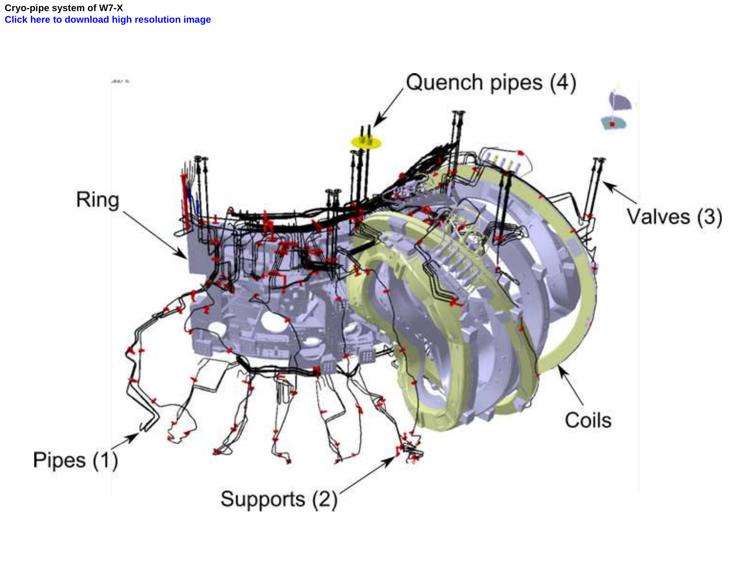**Cryo-pipe system of W7-X**

Click here to download high resolution image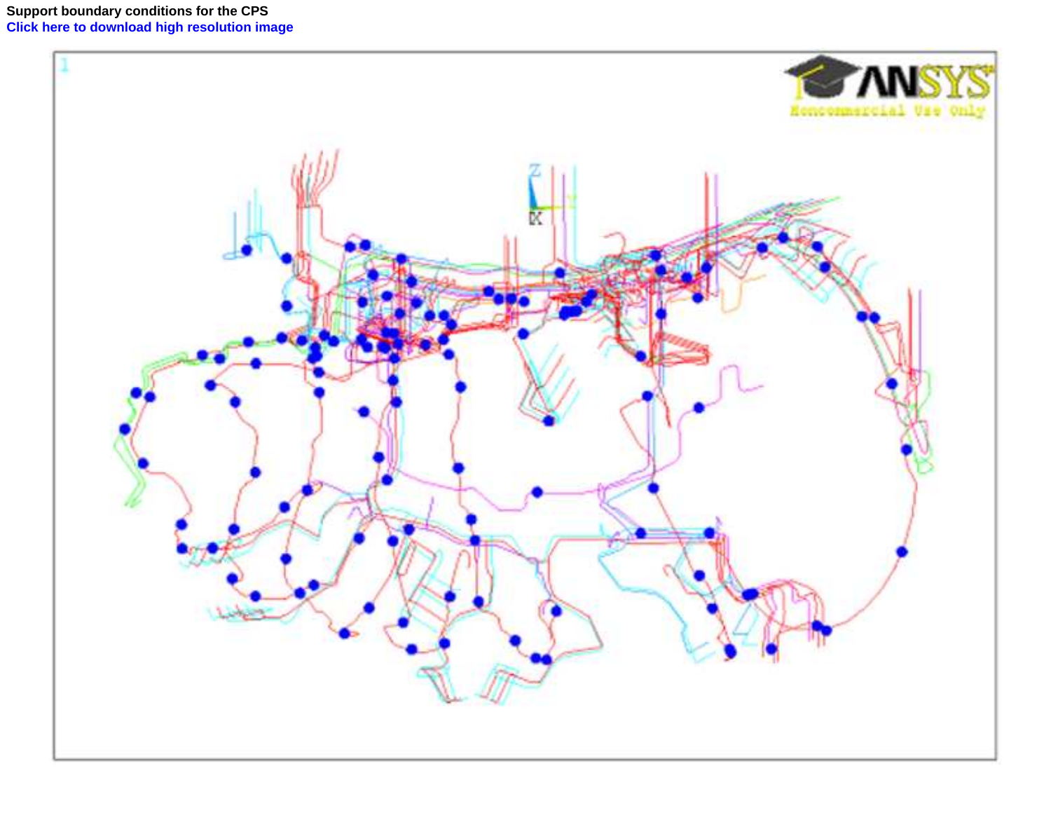**Support boundary conditions for the CPS**

Click here to download high resolution image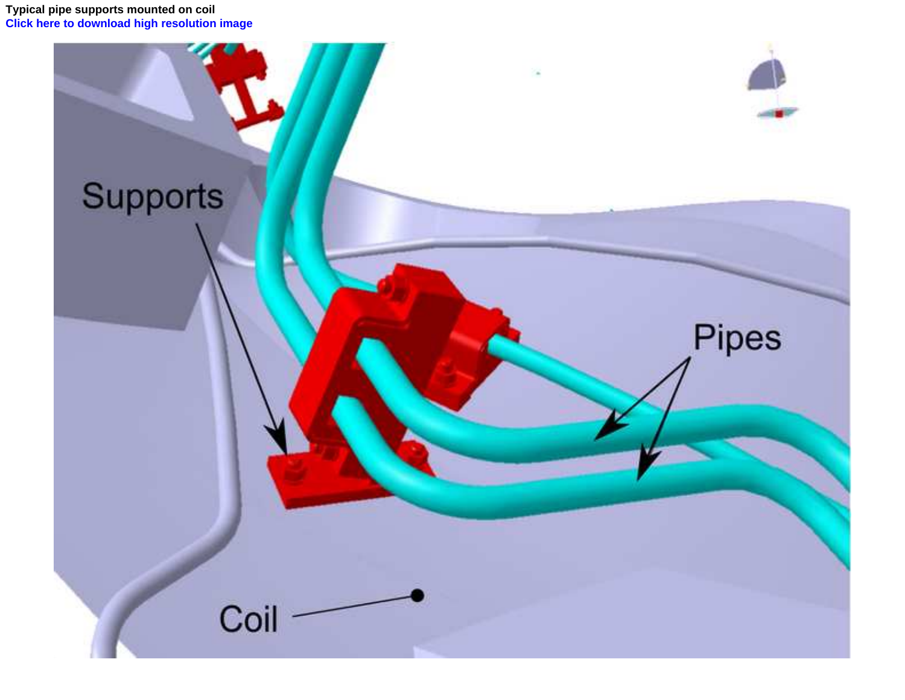**Typical pipe supports mounted on coil**

**Click here to download high resolution image**

Supports

Pipes

Coil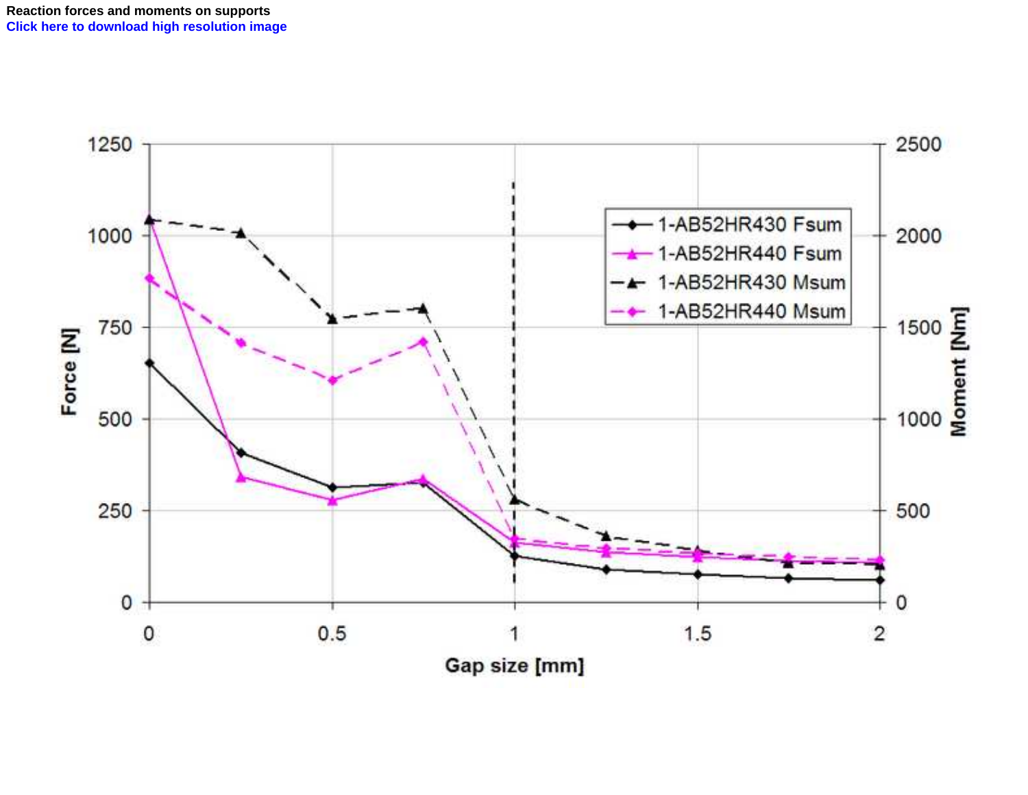**Reaction forces and moments on supports**

Click here to download high resolution image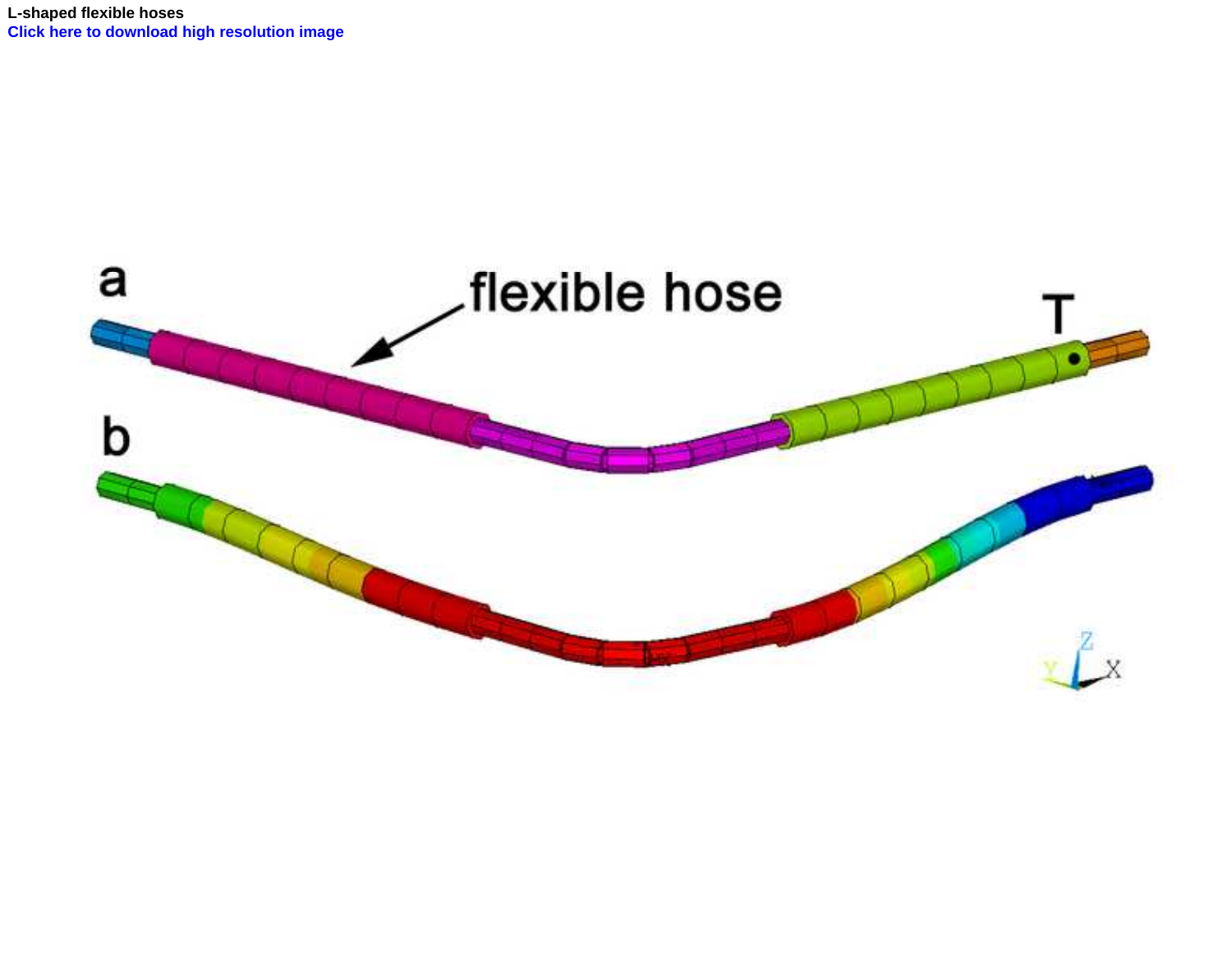L-shaped flexible hoses

Click here to download high resolution image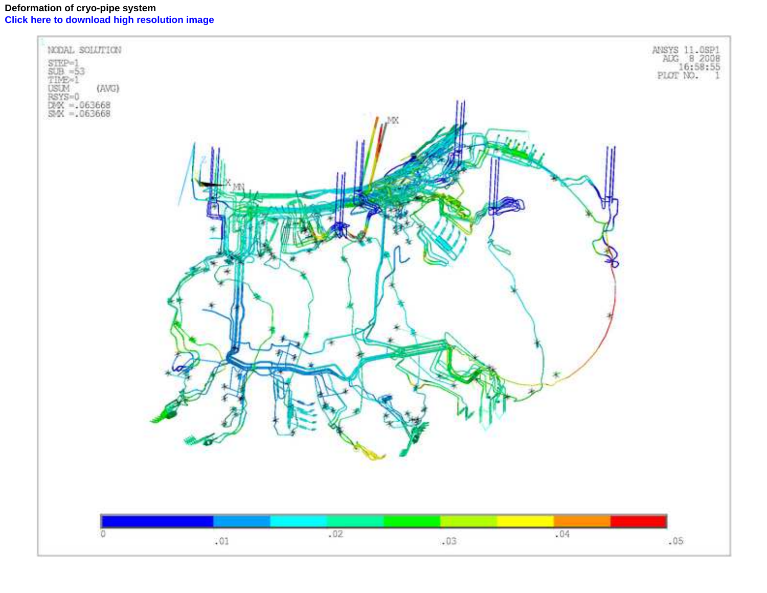**Deformation of cryo-pipe system**

Click here to download high resolution image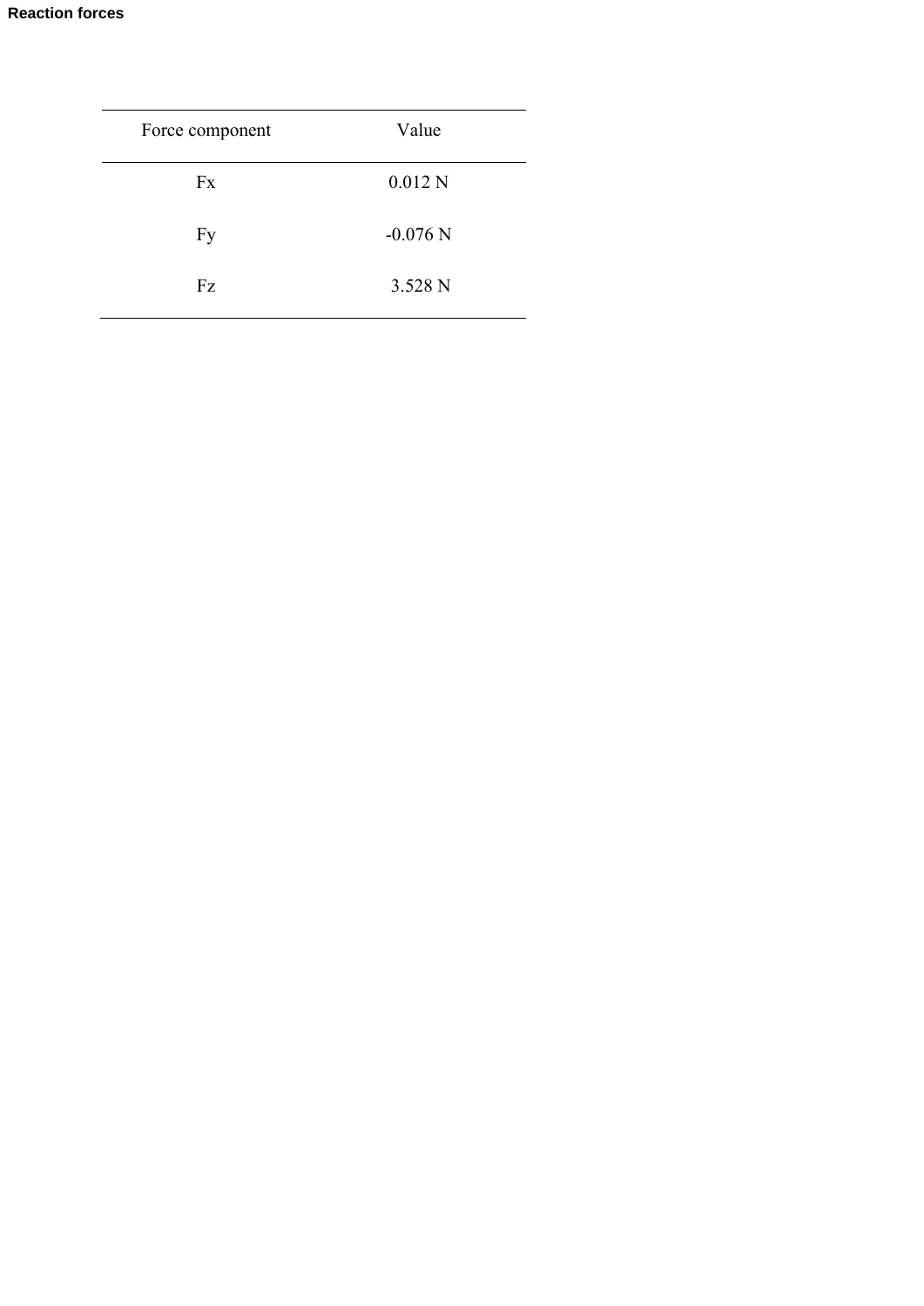**Reaction forces**

| Force component | Value |
| --- | --- |
| Fx | 0.012 N |
| Fy | -0.076 N |
| Fz | 3.528 N |